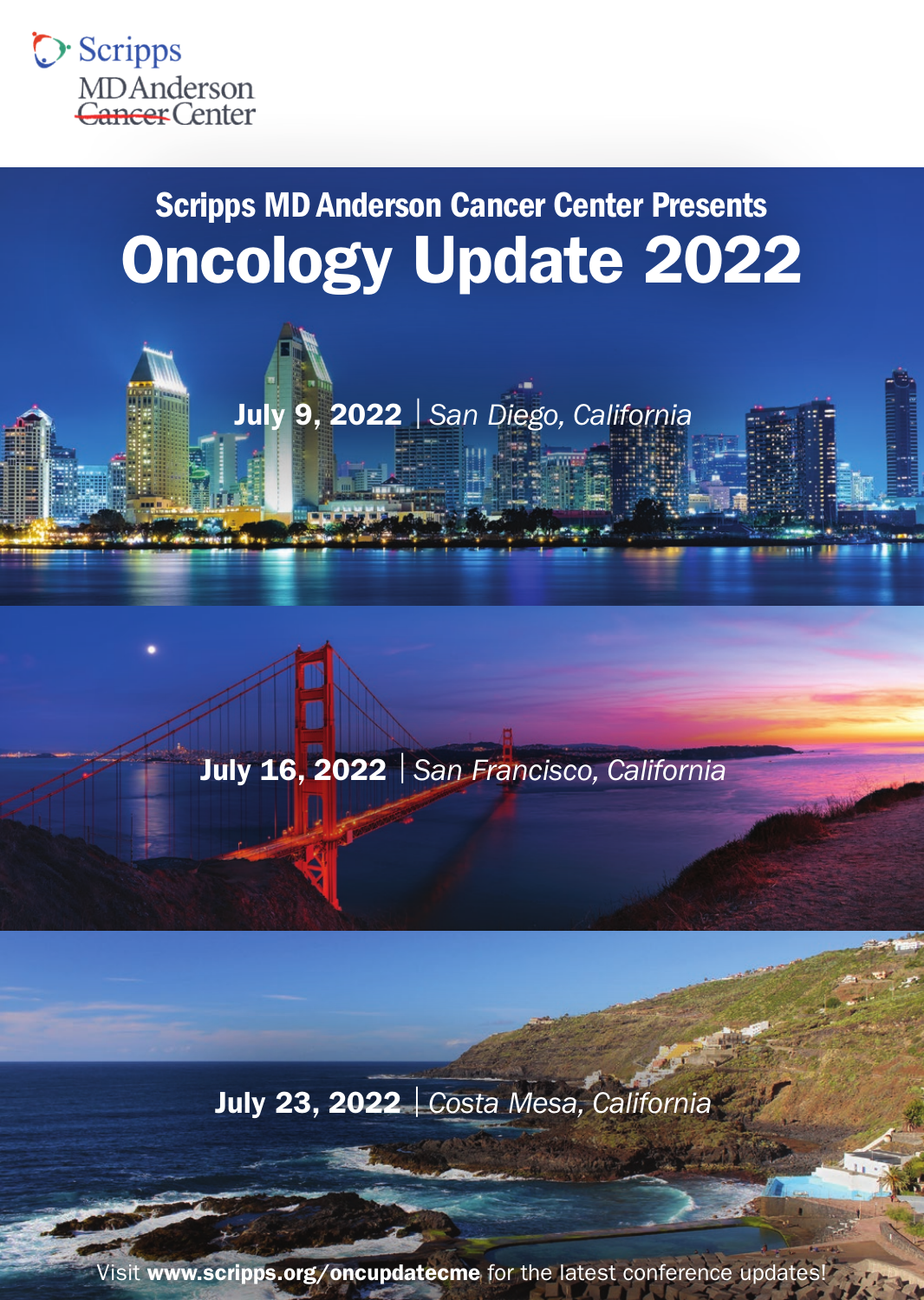Scripps MD Anderson Cancer Center

## Scripps MD Anderson Cancer Center Presents

# Oncology Update 2022

**July 9, 2022** | *San Diego, California*

**July 16, 2022** | *San Francisco, California*

**July 23, 2022** | *Costa Mesa, California*

Visit **www.scripps.org/oncupdatecme** for the latest conference updates!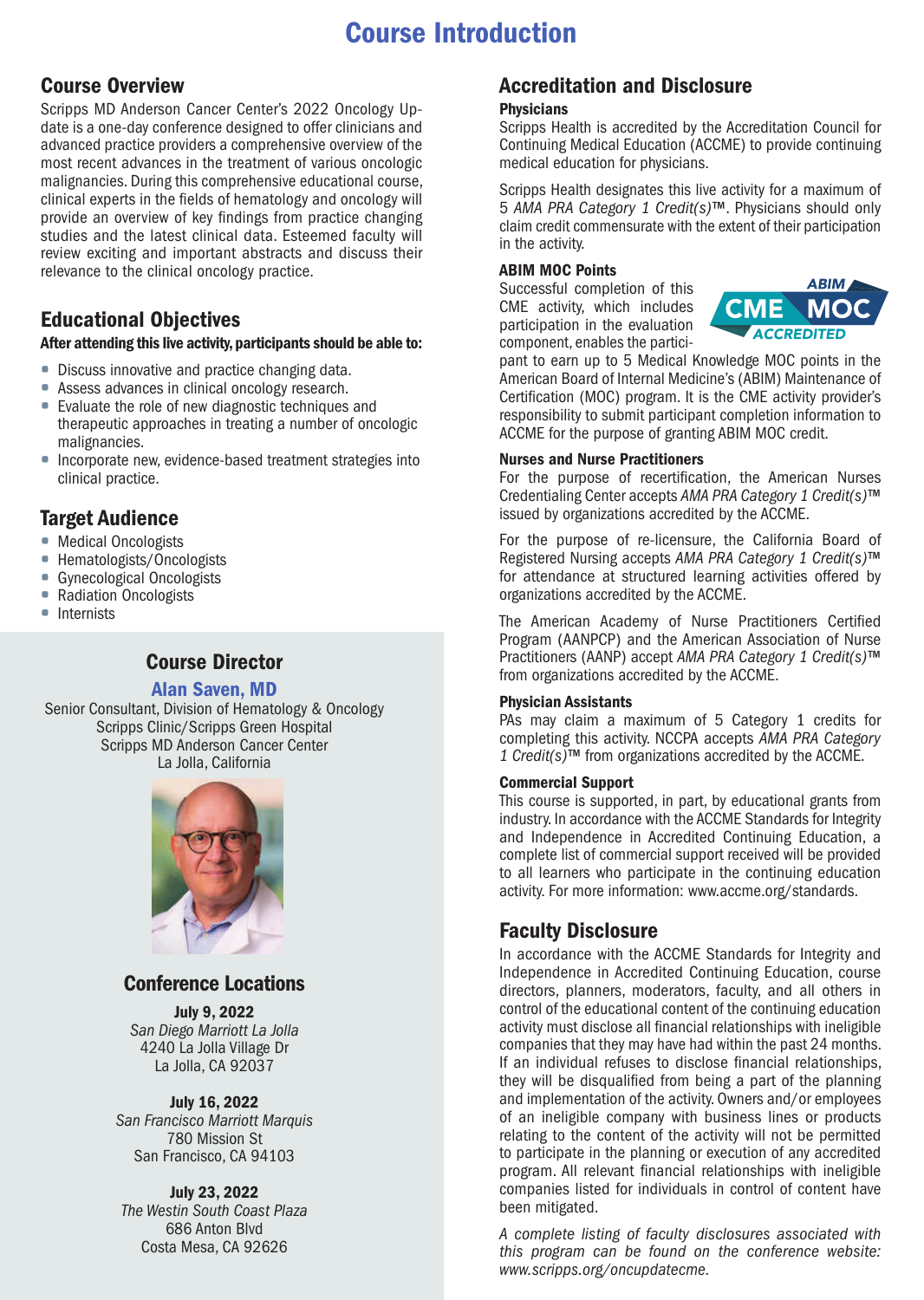# Course Introduction

## Course Overview

Scripps MD Anderson Cancer Center's 2022 Oncology Update is a one-day conference designed to offer clinicians and advanced practice providers a comprehensive overview of the most recent advances in the treatment of various oncologic malignancies. During this comprehensive educational course, clinical experts in the fields of hematology and oncology will provide an overview of key findings from practice changing studies and the latest clinical data. Esteemed faculty will review exciting and important abstracts and discuss their relevance to the clinical oncology practice.

## Educational Objectives

**After attending this live activity, participants should be able to:**

- Discuss innovative and practice changing data.
- Assess advances in clinical oncology research.
- Evaluate the role of new diagnostic techniques and therapeutic approaches in treating a number of oncologic malignancies.
- Incorporate new, evidence-based treatment strategies into clinical practice.

## Target Audience

- Medical Oncologists
- Hematologists/Oncologists
- Gynecological Oncologists
- Radiation Oncologists
- Internists

## Course Director

**Alan Saven, MD**
Senior Consultant, Division of Hematology & Oncology
Scripps Clinic/Scripps Green Hospital
Scripps MD Anderson Cancer Center
La Jolla, California

## Conference Locations

**July 9, 2022**
*San Diego Marriott La Jolla*
4240 La Jolla Village Dr
La Jolla, CA 92037

**July 16, 2022**
*San Francisco Marriott Marquis*
780 Mission St
San Francisco, CA 94103

**July 23, 2022**
*The Westin South Coast Plaza*
686 Anton Blvd
Costa Mesa, CA 92626

## Accreditation and Disclosure

### Physicians

Scripps Health is accredited by the Accreditation Council for Continuing Medical Education (ACCME) to provide continuing medical education for physicians.

Scripps Health designates this live activity for a maximum of 5 *AMA PRA Category 1 Credit(s)*™. Physicians should only claim credit commensurate with the extent of their participation in the activity.

### ABIM MOC Points

Successful completion of this CME activity, which includes participation in the evaluation component, enables the participant to earn up to 5 Medical Knowledge MOC points in the American Board of Internal Medicine's (ABIM) Maintenance of Certification (MOC) program. It is the CME activity provider's responsibility to submit participant completion information to ACCME for the purpose of granting ABIM MOC credit.

### Nurses and Nurse Practitioners

For the purpose of recertification, the American Nurses Credentialing Center accepts *AMA PRA Category 1 Credit(s)*™ issued by organizations accredited by the ACCME.

For the purpose of re-licensure, the California Board of Registered Nursing accepts *AMA PRA Category 1 Credit(s)*™ for attendance at structured learning activities offered by organizations accredited by the ACCME.

The American Academy of Nurse Practitioners Certified Program (AANPCP) and the American Association of Nurse Practitioners (AANP) accept *AMA PRA Category 1 Credit(s)*™ from organizations accredited by the ACCME.

### Physician Assistants

PAs may claim a maximum of 5 Category 1 credits for completing this activity. NCCPA accepts *AMA PRA Category 1 Credit(s)*™ from organizations accredited by the ACCME.

### Commercial Support

This course is supported, in part, by educational grants from industry. In accordance with the ACCME Standards for Integrity and Independence in Accredited Continuing Education, a complete list of commercial support received will be provided to all learners who participate in the continuing education activity. For more information: www.accme.org/standards.

## Faculty Disclosure

In accordance with the ACCME Standards for Integrity and Independence in Accredited Continuing Education, course directors, planners, moderators, faculty, and all others in control of the educational content of the continuing education activity must disclose all financial relationships with ineligible companies that they may have had within the past 24 months. If an individual refuses to disclose financial relationships, they will be disqualified from being a part of the planning and implementation of the activity. Owners and/or employees of an ineligible company with business lines or products relating to the content of the activity will not be permitted to participate in the planning or execution of any accredited program. All relevant financial relationships with ineligible companies listed for individuals in control of content have been mitigated.

*A complete listing of faculty disclosures associated with this program can be found on the conference website: www.scripps.org/oncupdatecme.*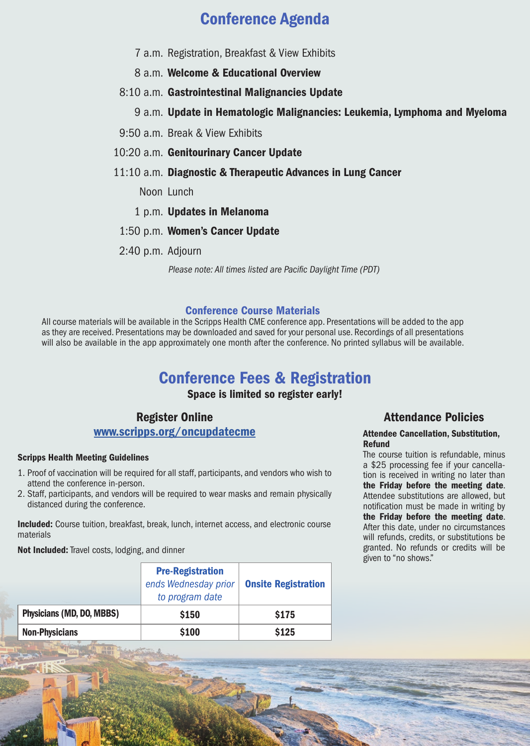# Conference Agenda

- 7 a.m. Registration, Breakfast & View Exhibits
- 8 a.m. **Welcome & Educational Overview**
- 8:10 a.m. **Gastrointestinal Malignancies Update**
- 9 a.m. **Update in Hematologic Malignancies: Leukemia, Lymphoma and Myeloma**
- 9:50 a.m. Break & View Exhibits
- 10:20 a.m. **Genitourinary Cancer Update**
- 11:10 a.m. **Diagnostic & Therapeutic Advances in Lung Cancer**
- Noon Lunch
- 1 p.m. **Updates in Melanoma**
- 1:50 p.m. **Women's Cancer Update**
- 2:40 p.m. Adjourn

*Please note: All times listed are Pacific Daylight Time (PDT)*

## Conference Course Materials

All course materials will be available in the Scripps Health CME conference app. Presentations will be added to the app as they are received. Presentations may be downloaded and saved for your personal use. Recordings of all presentations will also be available in the app approximately one month after the conference. No printed syllabus will be available.

# Conference Fees & Registration

**Space is limited so register early!**

## Register Online

[www.scripps.org/oncupdatecme](www.scripps.org/oncupdatecme)

**Scripps Health Meeting Guidelines**

1. Proof of vaccination will be required for all staff, participants, and vendors who wish to attend the conference in-person.
2. Staff, participants, and vendors will be required to wear masks and remain physically distanced during the conference.

**Included:** Course tuition, breakfast, break, lunch, internet access, and electronic course materials

**Not Included:** Travel costs, lodging, and dinner

| | **Pre-Registration** *ends Wednesday prior to program date* | **Onsite Registration** |
|---|---|---|
| **Physicians (MD, DO, MBBS)** | **$150** | **$175** |
| **Non-Physicians** | **$100** | **$125** |

## Attendance Policies

**Attendee Cancellation, Substitution, Refund**

The course tuition is refundable, minus a $25 processing fee if your cancellation is received in writing no later than **the Friday before the meeting date**. Attendee substitutions are allowed, but notification must be made in writing by **the Friday before the meeting date**. After this date, under no circumstances will refunds, credits, or substitutions be granted. No refunds or credits will be given to "no shows."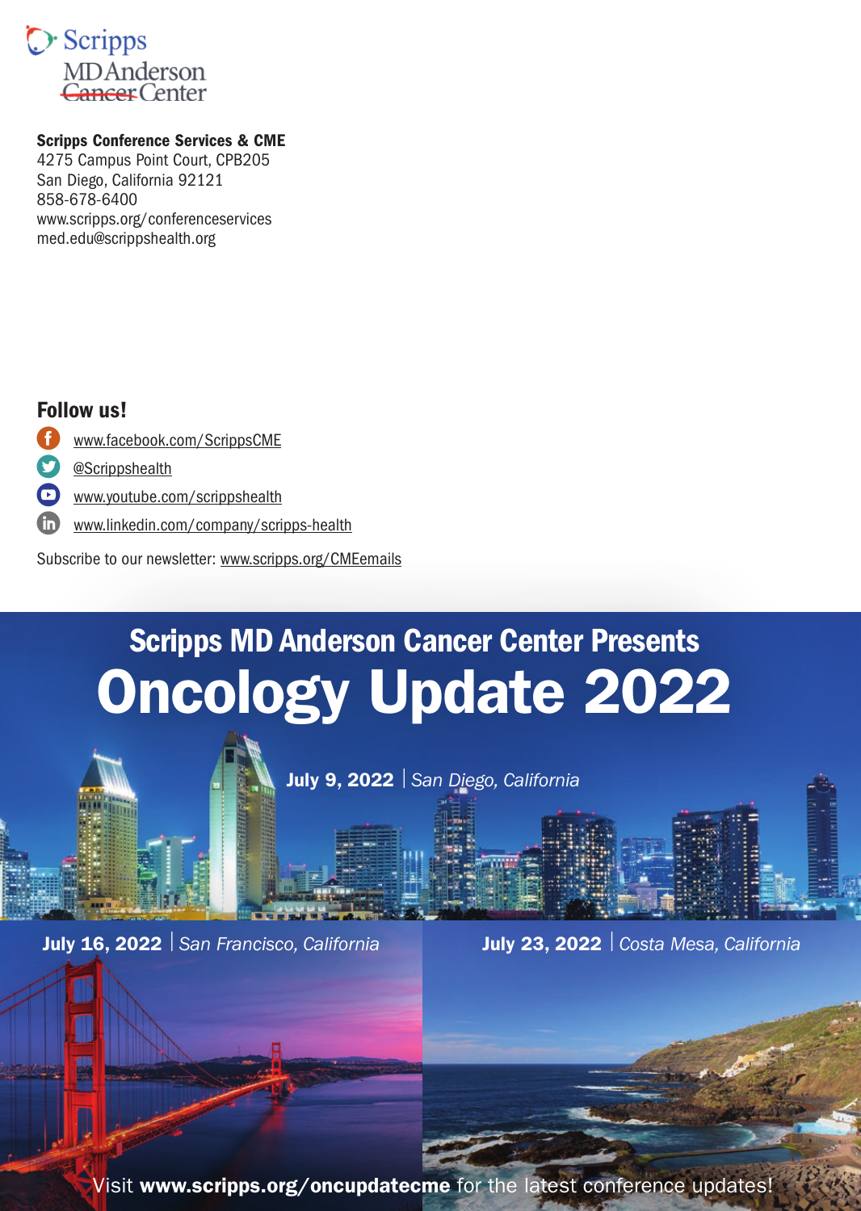Scripps MD Anderson Cancer Center

**Scripps Conference Services & CME**
4275 Campus Point Court, CPB205
San Diego, California 92121
858-678-6400
www.scripps.org/conferenceservices
med.edu@scrippshealth.org

## Follow us!

- www.facebook.com/ScrippsCME
- @Scrippshealth
- www.youtube.com/scrippshealth
- www.linkedin.com/company/scripps-health

Subscribe to our newsletter: www.scripps.org/CMEemails

## Scripps MD Anderson Cancer Center Presents

# Oncology Update 2022

**July 9, 2022** | *San Diego, California*

**July 16, 2022** | *San Francisco, California*

**July 23, 2022** | *Costa Mesa, California*

Visit **www.scripps.org/oncupdatecme** for the latest conference updates!